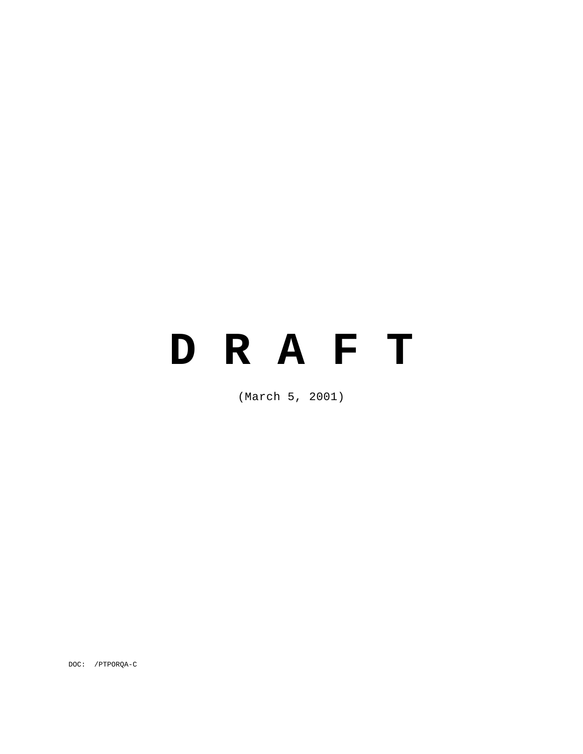# D R A F T

(March 5, 2001)

DOC: /PTPORQA-C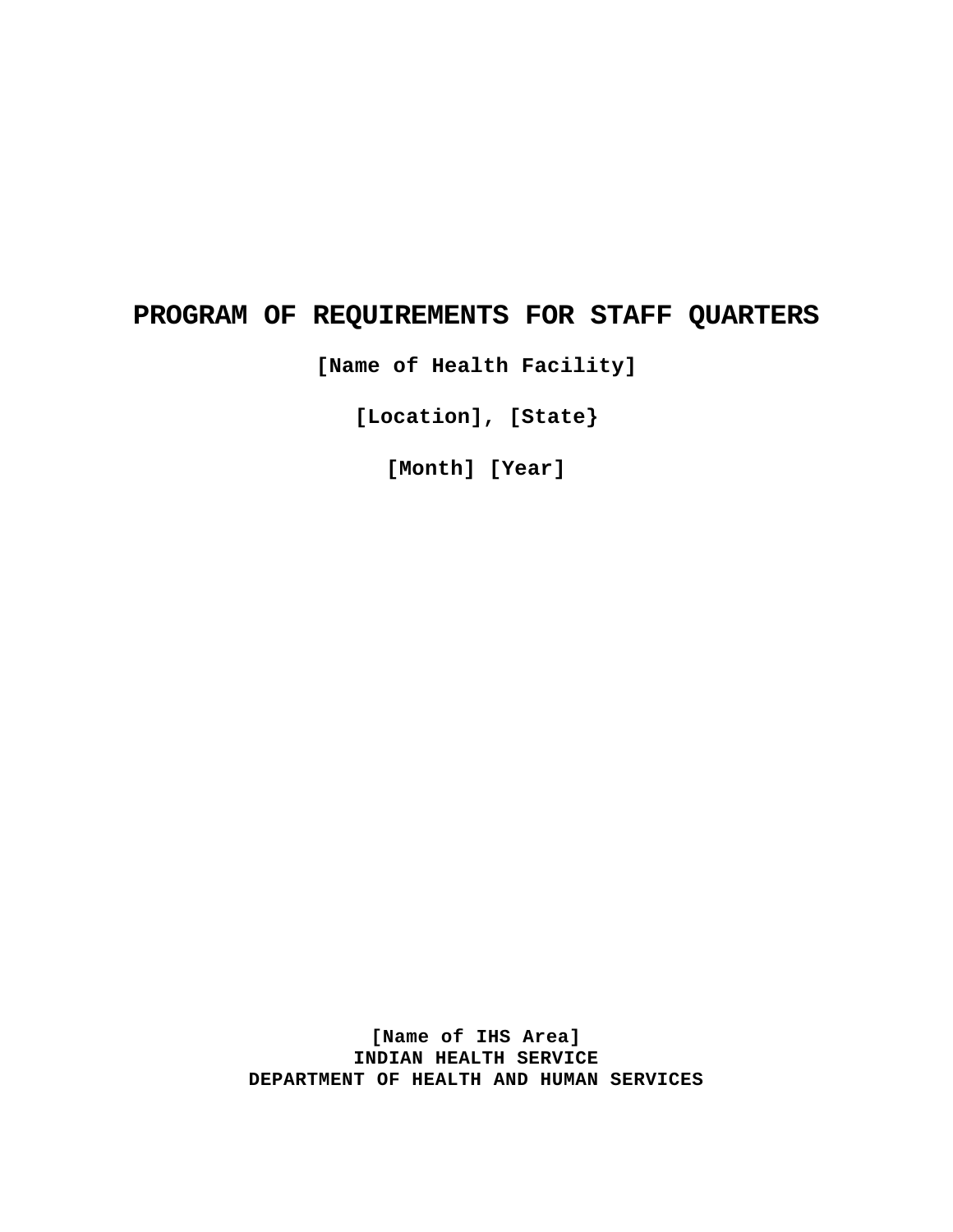# PROGRAM OF REQUIREMENTS FOR STAFF QUARTERS

**[Name of Health Facility]**

**[Location], [State}**

**[Month] [Year]**

**[Name of IHS Area]**
**INDIAN HEALTH SERVICE**
**DEPARTMENT OF HEALTH AND HUMAN SERVICES**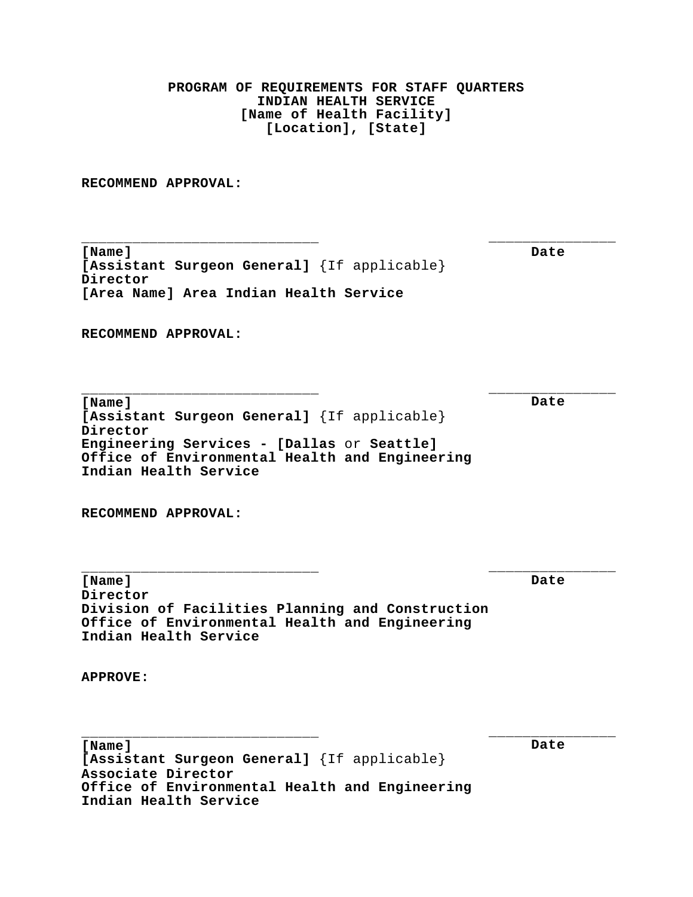**PROGRAM OF REQUIREMENTS FOR STAFF QUARTERS**
**INDIAN HEALTH SERVICE**
**[Name of Health Facility]**
**[Location], [State]**

**RECOMMEND APPROVAL:**

_____________________________ _______________
**[Name]** **Date**
**[Assistant Surgeon General]** {If applicable}
**Director**
**[Area Name] Area Indian Health Service**

**RECOMMEND APPROVAL:**

_____________________________ _______________
**[Name]** **Date**
**[Assistant Surgeon General]** {If applicable}
**Director**
**Engineering Services - [Dallas** or **Seattle]**
**Office of Environmental Health and Engineering**
**Indian Health Service**

**RECOMMEND APPROVAL:**

_____________________________ _______________
**[Name]** **Date**
**Director**
**Division of Facilities Planning and Construction**
**Office of Environmental Health and Engineering**
**Indian Health Service**

**APPROVE:**

_____________________________ _______________
**[Name]** **Date**
**[Assistant Surgeon General]** {If applicable}
**Associate Director**
**Office of Environmental Health and Engineering**
**Indian Health Service**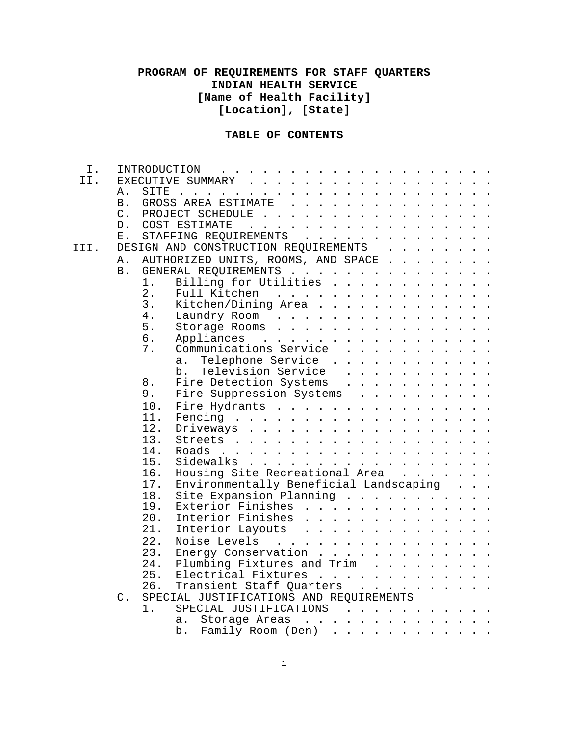**PROGRAM OF REQUIREMENTS FOR STAFF QUARTERS**
**INDIAN HEALTH SERVICE**
**[Name of Health Facility]**
**[Location], [State]**

**TABLE OF CONTENTS**

- I. INTRODUCTION
- II. EXECUTIVE SUMMARY
  - A. SITE
  - B. GROSS AREA ESTIMATE
  - C. PROJECT SCHEDULE
  - D. COST ESTIMATE
  - E. STAFFING REQUIREMENTS
- III. DESIGN AND CONSTRUCTION REQUIREMENTS
  - A. AUTHORIZED UNITS, ROOMS, AND SPACE
  - B. GENERAL REQUIREMENTS
    1. Billing for Utilities
    2. Full Kitchen
    3. Kitchen/Dining Area
    4. Laundry Room
    5. Storage Rooms
    6. Appliances
    7. Communications Service
       - a. Telephone Service
       - b. Television Service
    8. Fire Detection Systems
    9. Fire Suppression Systems
    10. Fire Hydrants
    11. Fencing
    12. Driveways
    13. Streets
    14. Roads
    15. Sidewalks
    16. Housing Site Recreational Area
    17. Environmentally Beneficial Landscaping
    18. Site Expansion Planning
    19. Exterior Finishes
    20. Interior Finishes
    21. Interior Layouts
    22. Noise Levels
    23. Energy Conservation
    24. Plumbing Fixtures and Trim
    25. Electrical Fixtures
    26. Transient Staff Quarters
  - C. SPECIAL JUSTIFICATIONS AND REQUIREMENTS
    1. SPECIAL JUSTIFICATIONS
       - a. Storage Areas
       - b. Family Room (Den)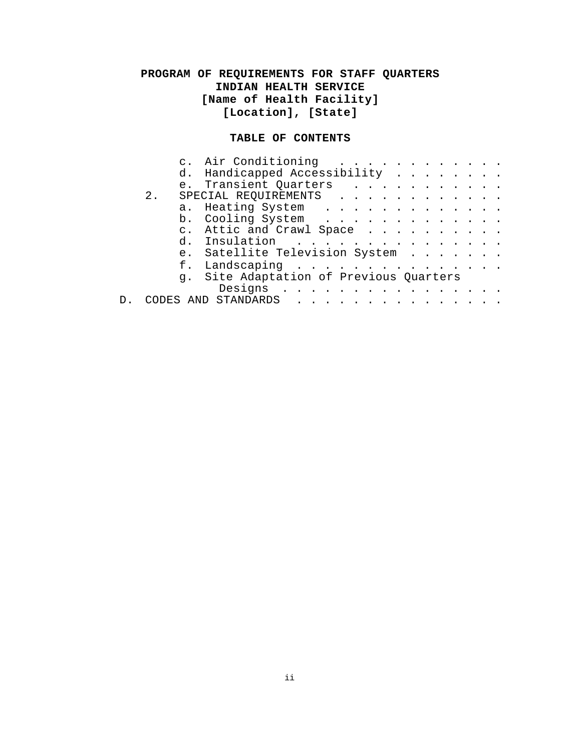**PROGRAM OF REQUIREMENTS FOR STAFF QUARTERS**
**INDIAN HEALTH SERVICE**
**[Name of Health Facility]**
**[Location], [State]**

**TABLE OF CONTENTS**

- c. Air Conditioning . . . . . . . . . . . . .
- d. Handicapped Accessibility . . . . . . . .
- e. Transient Quarters . . . . . . . . . . .

2. SPECIAL REQUIREMENTS . . . . . . . . . . . .
   - a. Heating System . . . . . . . . . . . . .
   - b. Cooling System . . . . . . . . . . . . .
   - c. Attic and Crawl Space . . . . . . . . . .
   - d. Insulation . . . . . . . . . . . . . . .
   - e. Satellite Television System . . . . . . .
   - f. Landscaping . . . . . . . . . . . . . . .
   - g. Site Adaptation of Previous Quarters Designs . . . . . . . . . . . . . . . . .

D. CODES AND STANDARDS . . . . . . . . . . . . . . . .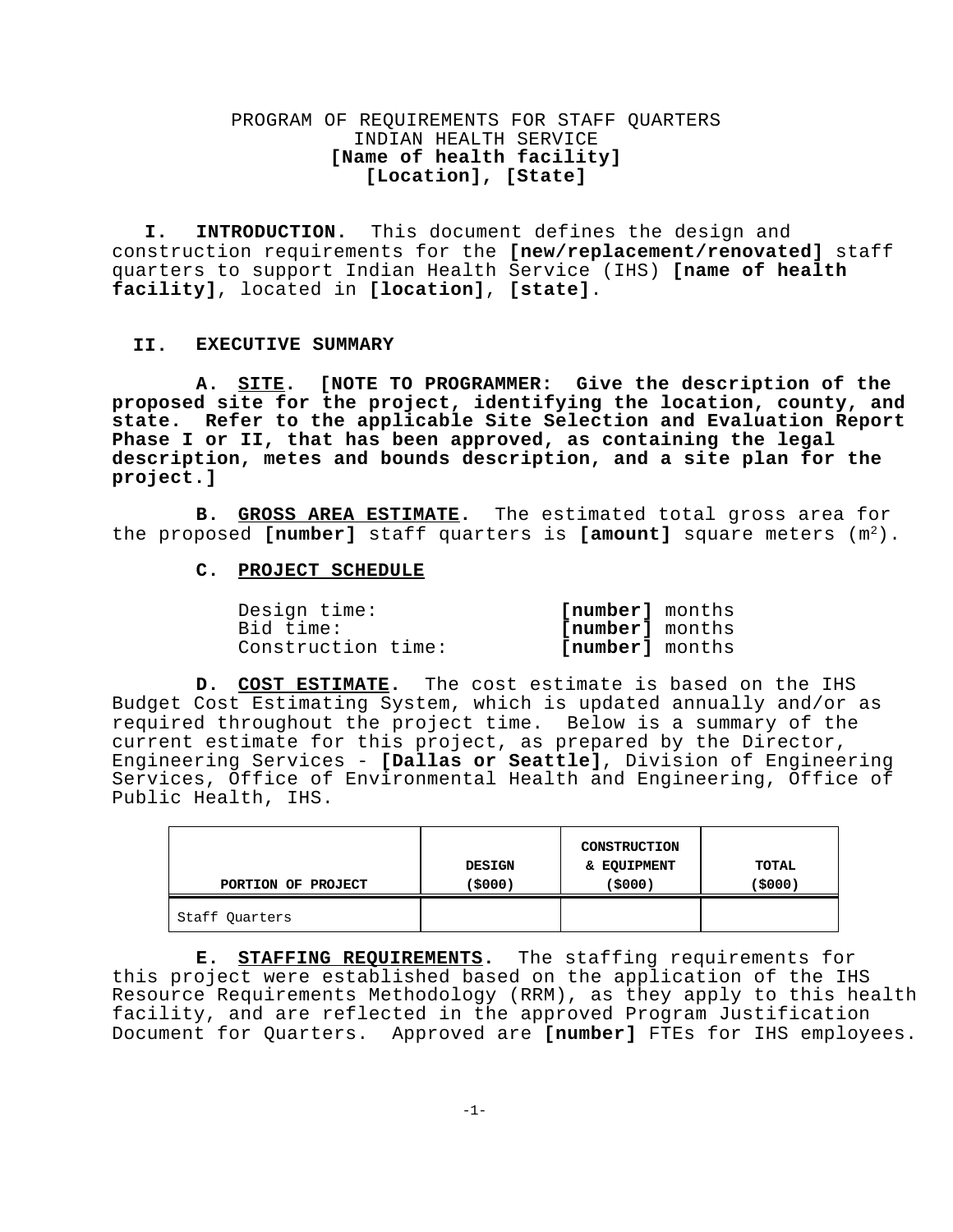PROGRAM OF REQUIREMENTS FOR STAFF QUARTERS
INDIAN HEALTH SERVICE
**[Name of health facility]**
**[Location], [State]**

## I. INTRODUCTION.

This document defines the design and construction requirements for the **[new/replacement/renovated]** staff quarters to support Indian Health Service (IHS) **[name of health facility]**, located in **[location]**, **[state]**.

## II. EXECUTIVE SUMMARY

**A. SITE. [NOTE TO PROGRAMMER: Give the description of the proposed site for the project, identifying the location, county, and state. Refer to the applicable Site Selection and Evaluation Report Phase I or II, that has been approved, as containing the legal description, metes and bounds description, and a site plan for the project.]**

**B. GROSS AREA ESTIMATE.** The estimated total gross area for the proposed **[number]** staff quarters is **[amount]** square meters ($m^2$).

**C. PROJECT SCHEDULE**

| | |
|---|---|
| Design time: | **[number]** months |
| Bid time: | **[number]** months |
| Construction time: | **[number]** months |

**D. COST ESTIMATE.** The cost estimate is based on the IHS Budget Cost Estimating System, which is updated annually and/or as required throughout the project time. Below is a summary of the current estimate for this project, as prepared by the Director, Engineering Services - **[Dallas or Seattle]**, Division of Engineering Services, Office of Environmental Health and Engineering, Office of Public Health, IHS.

| PORTION OF PROJECT | DESIGN ($000) | CONSTRUCTION & EQUIPMENT ($000) | TOTAL ($000) |
|---|---|---|---|
| Staff Quarters | | | |

**E. STAFFING REQUIREMENTS.** The staffing requirements for this project were established based on the application of the IHS Resource Requirements Methodology (RRM), as they apply to this health facility, and are reflected in the approved Program Justification Document for Quarters. Approved are **[number]** FTEs for IHS employees.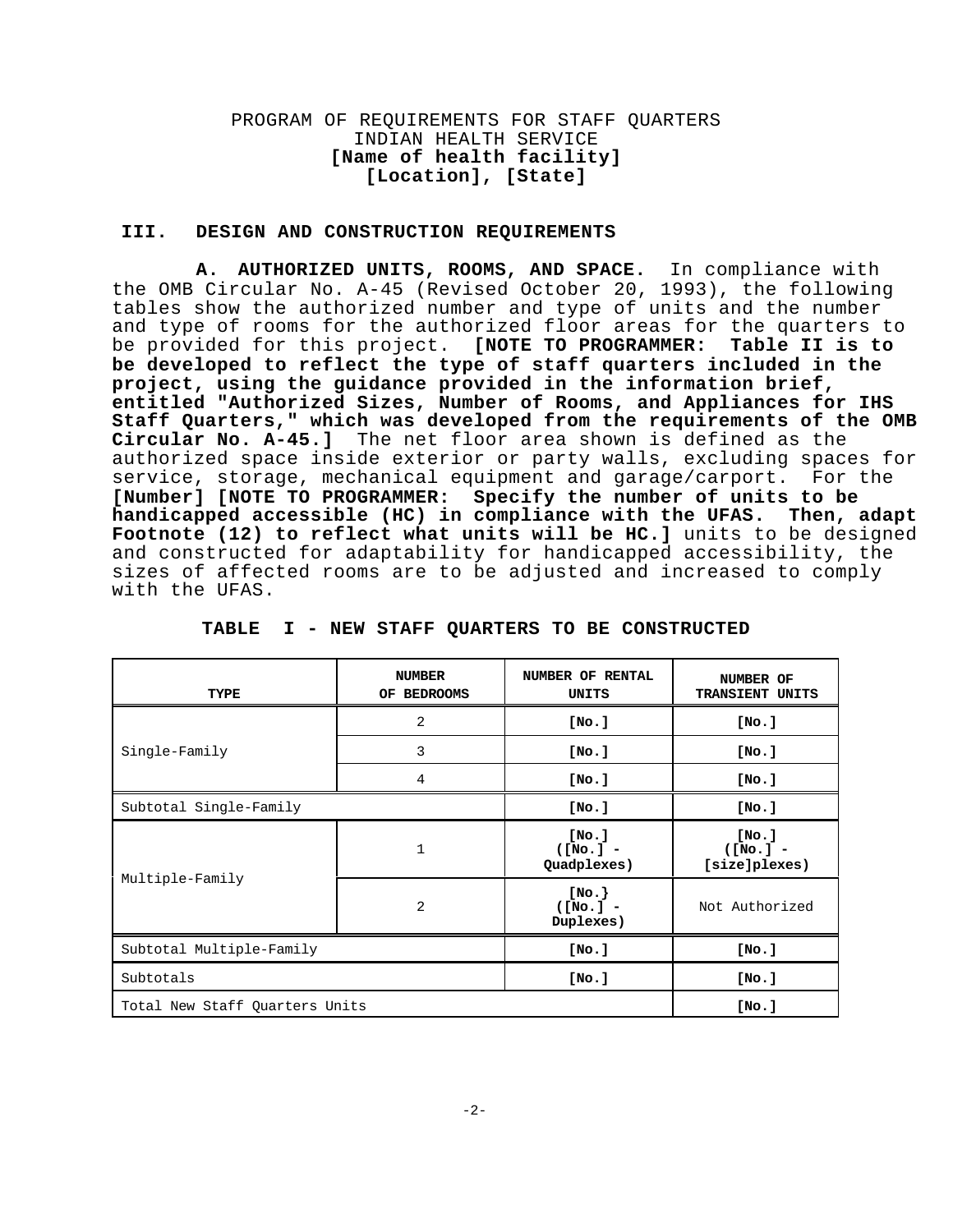PROGRAM OF REQUIREMENTS FOR STAFF QUARTERS
INDIAN HEALTH SERVICE
**[Name of health facility]**
**[Location], [State]**

## III. DESIGN AND CONSTRUCTION REQUIREMENTS

**A. AUTHORIZED UNITS, ROOMS, AND SPACE.** In compliance with the OMB Circular No. A-45 (Revised October 20, 1993), the following tables show the authorized number and type of units and the number and type of rooms for the authorized floor areas for the quarters to be provided for this project. **[NOTE TO PROGRAMMER: Table II is to be developed to reflect the type of staff quarters included in the project, using the guidance provided in the information brief, entitled "Authorized Sizes, Number of Rooms, and Appliances for IHS Staff Quarters," which was developed from the requirements of the OMB Circular No. A-45.]** The net floor area shown is defined as the authorized space inside exterior or party walls, excluding spaces for service, storage, mechanical equipment and garage/carport. For the **[Number] [NOTE TO PROGRAMMER: Specify the number of units to be handicapped accessible (HC) in compliance with the UFAS. Then, adapt Footnote (12) to reflect what units will be HC.]** units to be designed and constructed for adaptability for handicapped accessibility, the sizes of affected rooms are to be adjusted and increased to comply with the UFAS.

**TABLE I - NEW STAFF QUARTERS TO BE CONSTRUCTED**

| TYPE | NUMBER OF BEDROOMS | NUMBER OF RENTAL UNITS | NUMBER OF TRANSIENT UNITS |
|---|---|---|---|
| Single-Family | 2 | **[No.]** | **[No.]** |
| | 3 | **[No.]** | **[No.]** |
| | 4 | **[No.]** | **[No.]** |
| Subtotal Single-Family | | **[No.]** | **[No.]** |
| Multiple-Family | 1 | **[No.] ([No.] - Quadplexes)** | **[No.] ([No.] - [size]plexes)** |
| | 2 | **[No.} ([No.] - Duplexes)** | Not Authorized |
| Subtotal Multiple-Family | | **[No.]** | **[No.]** |
| Subtotals | | **[No.]** | **[No.]** |
| Total New Staff Quarters Units | | | **[No.]** |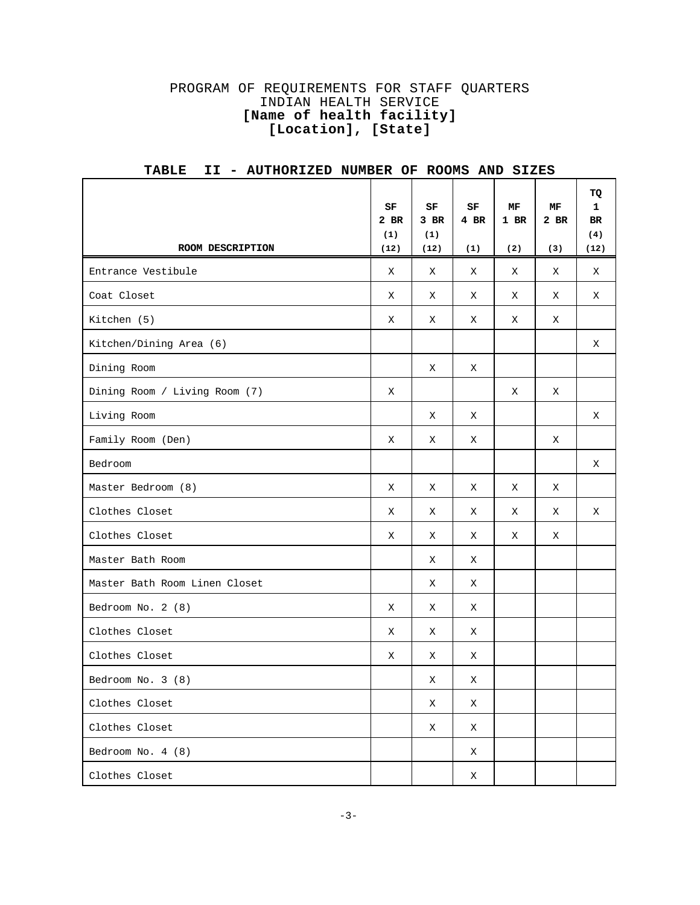PROGRAM OF REQUIREMENTS FOR STAFF QUARTERS
INDIAN HEALTH SERVICE
**[Name of health facility]**
**[Location], [State]**

**TABLE II - AUTHORIZED NUMBER OF ROOMS AND SIZES**

| ROOM DESCRIPTION | SF 2 BR (1) (12) | SF 3 BR (1) (12) | SF 4 BR (1) | MF 1 BR (2) | MF 2 BR (3) | TQ 1 BR (4) (12) |
|---|---|---|---|---|---|---|
| Entrance Vestibule | X | X | X | X | X | X |
| Coat Closet | X | X | X | X | X | X |
| Kitchen (5) | X | X | X | X | X | |
| Kitchen/Dining Area (6) | | | | | | X |
| Dining Room | | X | X | | | |
| Dining Room / Living Room (7) | X | | | X | X | |
| Living Room | | X | X | | | X |
| Family Room (Den) | X | X | X | | X | |
| Bedroom | | | | | | X |
| Master Bedroom (8) | X | X | X | X | X | |
| Clothes Closet | X | X | X | X | X | X |
| Clothes Closet | X | X | X | X | X | |
| Master Bath Room | | X | X | | | |
| Master Bath Room Linen Closet | | X | X | | | |
| Bedroom No. 2 (8) | X | X | X | | | |
| Clothes Closet | X | X | X | | | |
| Clothes Closet | X | X | X | | | |
| Bedroom No. 3 (8) | | X | X | | | |
| Clothes Closet | | X | X | | | |
| Clothes Closet | | X | X | | | |
| Bedroom No. 4 (8) | | | X | | | |
| Clothes Closet | | | X | | | |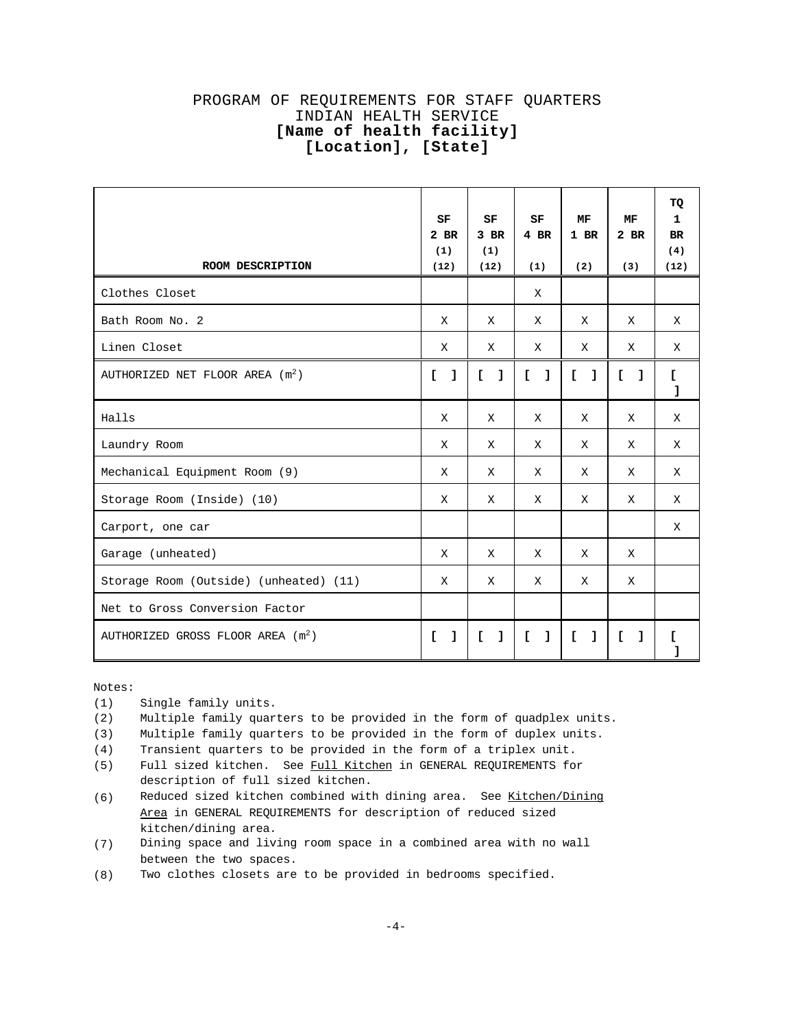PROGRAM OF REQUIREMENTS FOR STAFF QUARTERS
INDIAN HEALTH SERVICE
**[Name of health facility]**
**[Location], [State]**

| ROOM DESCRIPTION | SF 2 BR (1) (12) | SF 3 BR (1) (12) | SF 4 BR (1) | MF 1 BR (2) | MF 2 BR (3) | TQ 1 BR (4) (12) |
|---|---|---|---|---|---|---|
| Clothes Closet | | | X | | | |
| Bath Room No. 2 | X | X | X | X | X | X |
| Linen Closet | X | X | X | X | X | X |
| AUTHORIZED NET FLOOR AREA ($m^2$) | **[ ]** | **[ ]** | **[ ]** | **[ ]** | **[ ]** | **[ ]** |
| Halls | X | X | X | X | X | X |
| Laundry Room | X | X | X | X | X | X |
| Mechanical Equipment Room (9) | X | X | X | X | X | X |
| Storage Room (Inside) (10) | X | X | X | X | X | X |
| Carport, one car | | | | | | X |
| Garage (unheated) | X | X | X | X | X | |
| Storage Room (Outside) (unheated) (11) | X | X | X | X | X | |
| Net to Gross Conversion Factor | | | | | | |
| AUTHORIZED GROSS FLOOR AREA ($m^2$) | **[ ]** | **[ ]** | **[ ]** | **[ ]** | **[ ]** | **[ ]** |

Notes:

(1) Single family units.
(2) Multiple family quarters to be provided in the form of quadplex units.
(3) Multiple family quarters to be provided in the form of duplex units.
(4) Transient quarters to be provided in the form of a triplex unit.
(5) Full sized kitchen. See Full Kitchen in GENERAL REQUIREMENTS for description of full sized kitchen.
(6) Reduced sized kitchen combined with dining area. See Kitchen/Dining Area in GENERAL REQUIREMENTS for description of reduced sized kitchen/dining area.
(7) Dining space and living room space in a combined area with no wall between the two spaces.
(8) Two clothes closets are to be provided in bedrooms specified.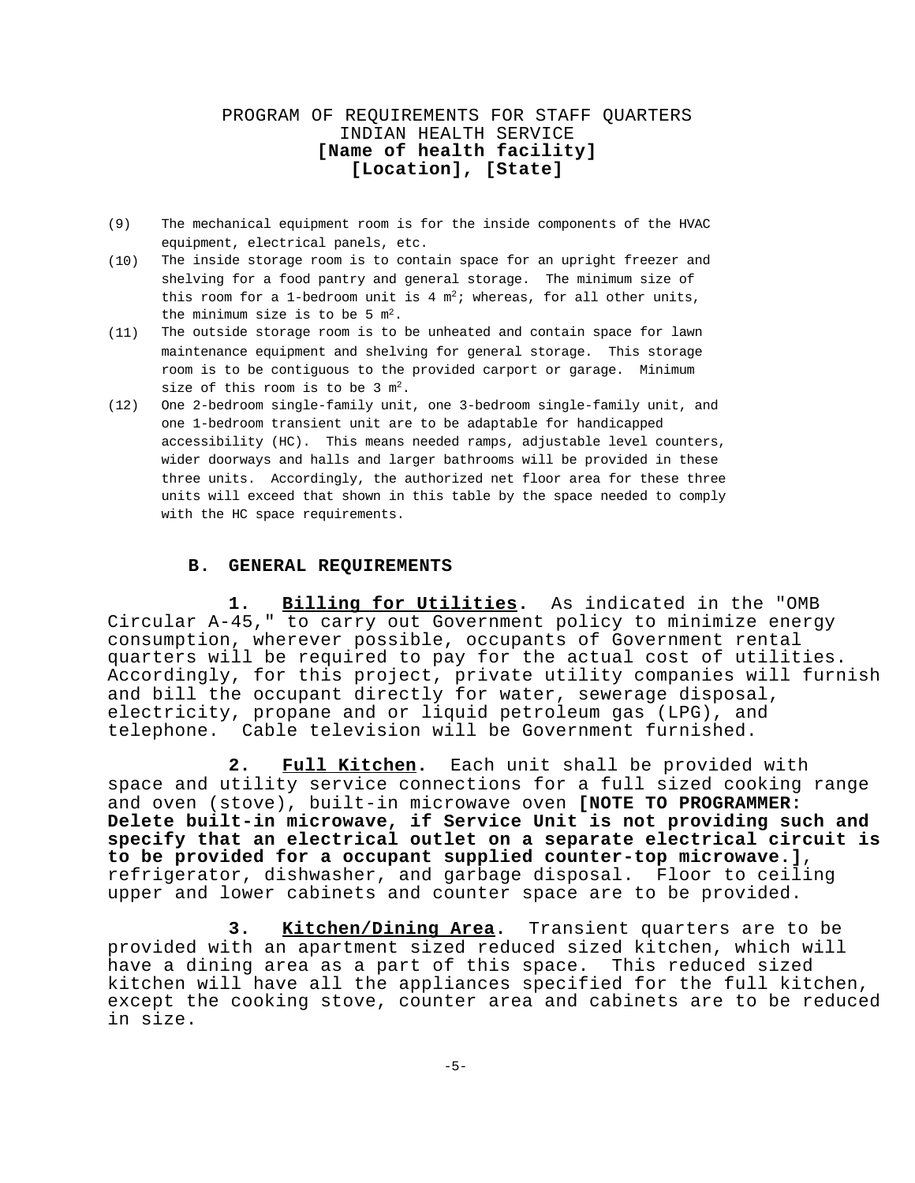PROGRAM OF REQUIREMENTS FOR STAFF QUARTERS
INDIAN HEALTH SERVICE
**[Name of health facility]**
**[Location], [State]**

(9) The mechanical equipment room is for the inside components of the HVAC equipment, electrical panels, etc.

(10) The inside storage room is to contain space for an upright freezer and shelving for a food pantry and general storage. The minimum size of this room for a 1-bedroom unit is 4 $m^2$; whereas, for all other units, the minimum size is to be 5 $m^2$.

(11) The outside storage room is to be unheated and contain space for lawn maintenance equipment and shelving for general storage. This storage room is to be contiguous to the provided carport or garage. Minimum size of this room is to be 3 $m^2$.

(12) One 2-bedroom single-family unit, one 3-bedroom single-family unit, and one 1-bedroom transient unit are to be adaptable for handicapped accessibility (HC). This means needed ramps, adjustable level counters, wider doorways and halls and larger bathrooms will be provided in these three units. Accordingly, the authorized net floor area for these three units will exceed that shown in this table by the space needed to comply with the HC space requirements.

## B. GENERAL REQUIREMENTS

**1. <u>Billing for Utilities</u>.** As indicated in the "OMB Circular A-45," to carry out Government policy to minimize energy consumption, wherever possible, occupants of Government rental quarters will be required to pay for the actual cost of utilities. Accordingly, for this project, private utility companies will furnish and bill the occupant directly for water, sewerage disposal, electricity, propane and or liquid petroleum gas (LPG), and telephone. Cable television will be Government furnished.

**2. <u>Full Kitchen</u>.** Each unit shall be provided with space and utility service connections for a full sized cooking range and oven (stove), built-in microwave oven **[NOTE TO PROGRAMMER: Delete built-in microwave, if Service Unit is not providing such and specify that an electrical outlet on a separate electrical circuit is to be provided for a occupant supplied counter-top microwave.]**, refrigerator, dishwasher, and garbage disposal. Floor to ceiling upper and lower cabinets and counter space are to be provided.

**3. <u>Kitchen/Dining Area</u>.** Transient quarters are to be provided with an apartment sized reduced sized kitchen, which will have a dining area as a part of this space. This reduced sized kitchen will have all the appliances specified for the full kitchen, except the cooking stove, counter area and cabinets are to be reduced in size.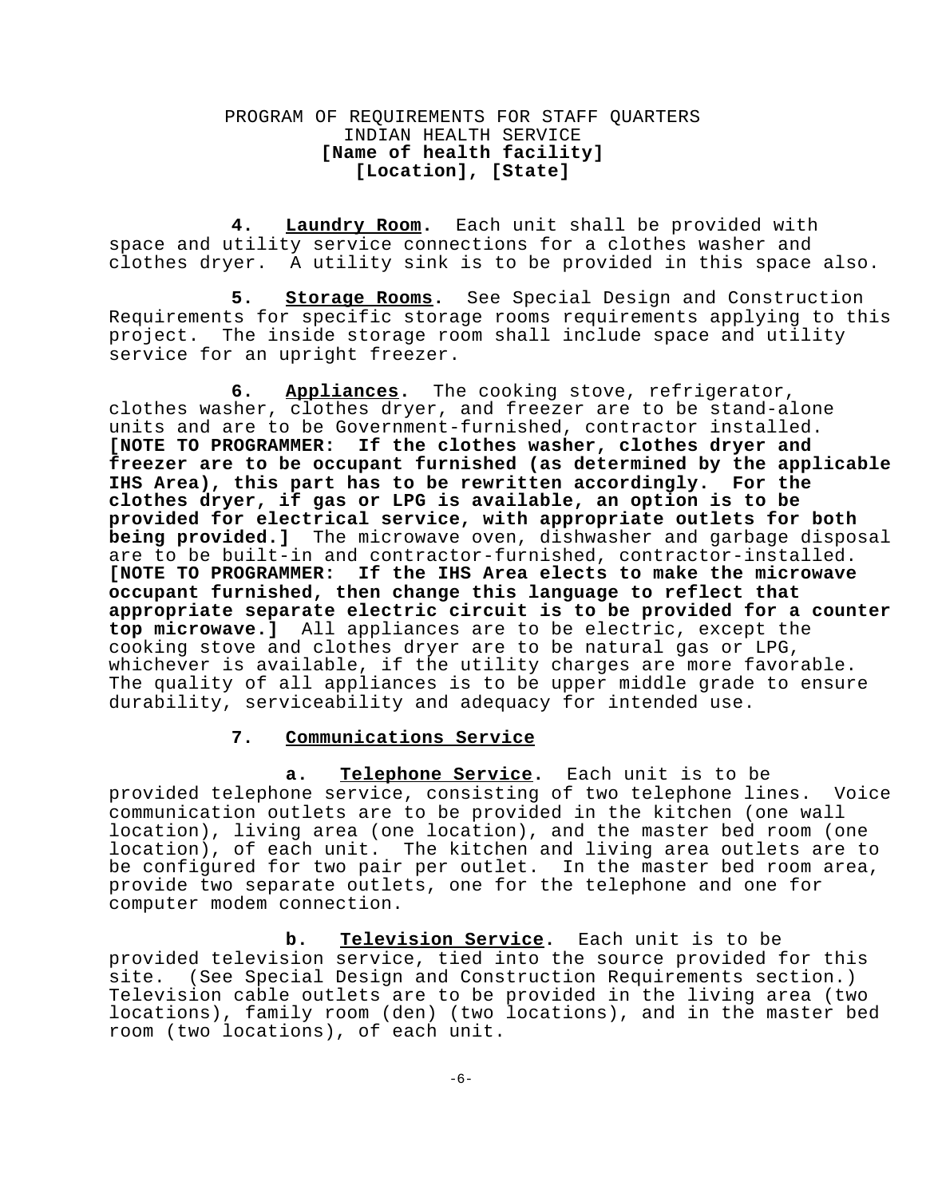PROGRAM OF REQUIREMENTS FOR STAFF QUARTERS
INDIAN HEALTH SERVICE
**[Name of health facility]**
**[Location], [State]**

**4.** **<u>Laundry Room</u>.** Each unit shall be provided with space and utility service connections for a clothes washer and clothes dryer. A utility sink is to be provided in this space also.

**5.** **<u>Storage Rooms</u>.** See Special Design and Construction Requirements for specific storage rooms requirements applying to this project. The inside storage room shall include space and utility service for an upright freezer.

**6.** **<u>Appliances</u>.** The cooking stove, refrigerator, clothes washer, clothes dryer, and freezer are to be stand-alone units and are to be Government-furnished, contractor installed. **[NOTE TO PROGRAMMER: If the clothes washer, clothes dryer and freezer are to be occupant furnished (as determined by the applicable IHS Area), this part has to be rewritten accordingly. For the clothes dryer, if gas or LPG is available, an option is to be provided for electrical service, with appropriate outlets for both being provided.]** The microwave oven, dishwasher and garbage disposal are to be built-in and contractor-furnished, contractor-installed. **[NOTE TO PROGRAMMER: If the IHS Area elects to make the microwave occupant furnished, then change this language to reflect that appropriate separate electric circuit is to be provided for a counter top microwave.]** All appliances are to be electric, except the cooking stove and clothes dryer are to be natural gas or LPG, whichever is available, if the utility charges are more favorable. The quality of all appliances is to be upper middle grade to ensure durability, serviceability and adequacy for intended use.

**7.** **<u>Communications Service</u>**

**a.** **<u>Telephone Service</u>.** Each unit is to be provided telephone service, consisting of two telephone lines. Voice communication outlets are to be provided in the kitchen (one wall location), living area (one location), and the master bed room (one location), of each unit. The kitchen and living area outlets are to be configured for two pair per outlet. In the master bed room area, provide two separate outlets, one for the telephone and one for computer modem connection.

**b.** **<u>Television Service</u>.** Each unit is to be provided television service, tied into the source provided for this site. (See Special Design and Construction Requirements section.) Television cable outlets are to be provided in the living area (two locations), family room (den) (two locations), and in the master bed room (two locations), of each unit.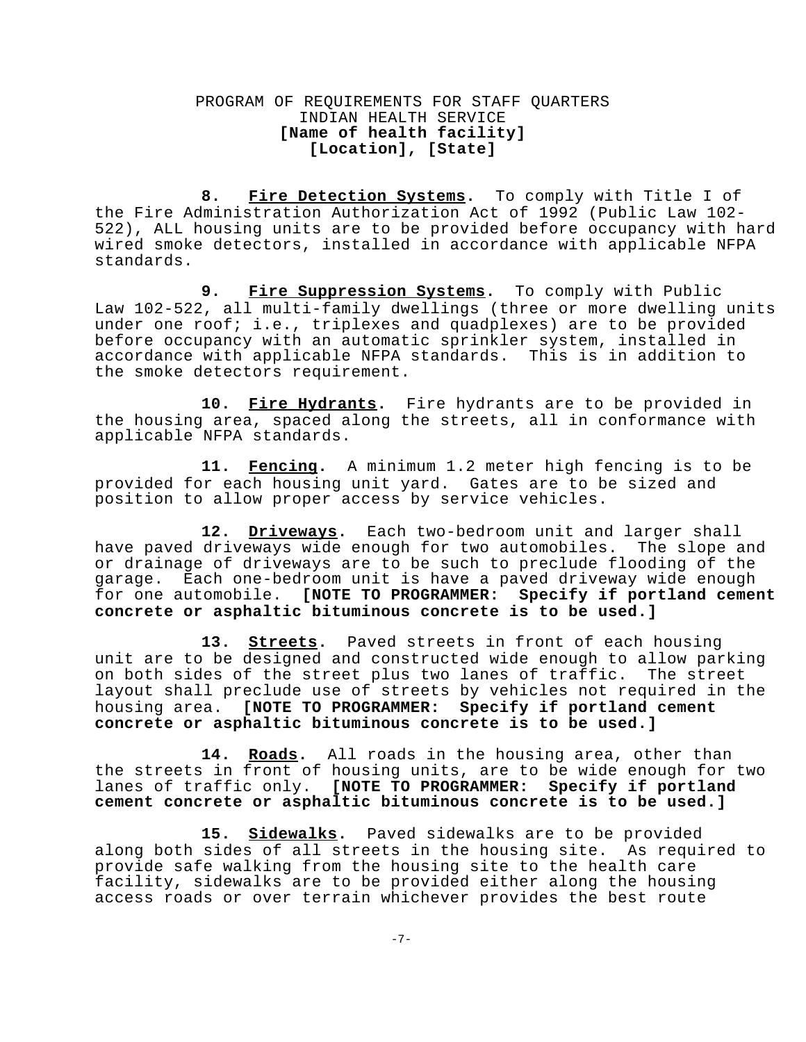**8. Fire Detection Systems.** To comply with Title I of the Fire Administration Authorization Act of 1992 (Public Law 102-522), ALL housing units are to be provided before occupancy with hard wired smoke detectors, installed in accordance with applicable NFPA standards.

**9. Fire Suppression Systems.** To comply with Public Law 102-522, all multi-family dwellings (three or more dwelling units under one roof; i.e., triplexes and quadplexes) are to be provided before occupancy with an automatic sprinkler system, installed in accordance with applicable NFPA standards. This is in addition to the smoke detectors requirement.

**10. Fire Hydrants.** Fire hydrants are to be provided in the housing area, spaced along the streets, all in conformance with applicable NFPA standards.

**11. Fencing.** A minimum 1.2 meter high fencing is to be provided for each housing unit yard. Gates are to be sized and position to allow proper access by service vehicles.

**12. Driveways.** Each two-bedroom unit and larger shall have paved driveways wide enough for two automobiles. The slope and or drainage of driveways are to be such to preclude flooding of the garage. Each one-bedroom unit is have a paved driveway wide enough for one automobile. **[NOTE TO PROGRAMMER: Specify if portland cement concrete or asphaltic bituminous concrete is to be used.]**

**13. Streets.** Paved streets in front of each housing unit are to be designed and constructed wide enough to allow parking on both sides of the street plus two lanes of traffic. The street layout shall preclude use of streets by vehicles not required in the housing area. **[NOTE TO PROGRAMMER: Specify if portland cement concrete or asphaltic bituminous concrete is to be used.]**

**14. Roads.** All roads in the housing area, other than the streets in front of housing units, are to be wide enough for two lanes of traffic only. **[NOTE TO PROGRAMMER: Specify if portland cement concrete or asphaltic bituminous concrete is to be used.]**

**15. Sidewalks.** Paved sidewalks are to be provided along both sides of all streets in the housing site. As required to provide safe walking from the housing site to the health care facility, sidewalks are to be provided either along the housing access roads or over terrain whichever provides the best route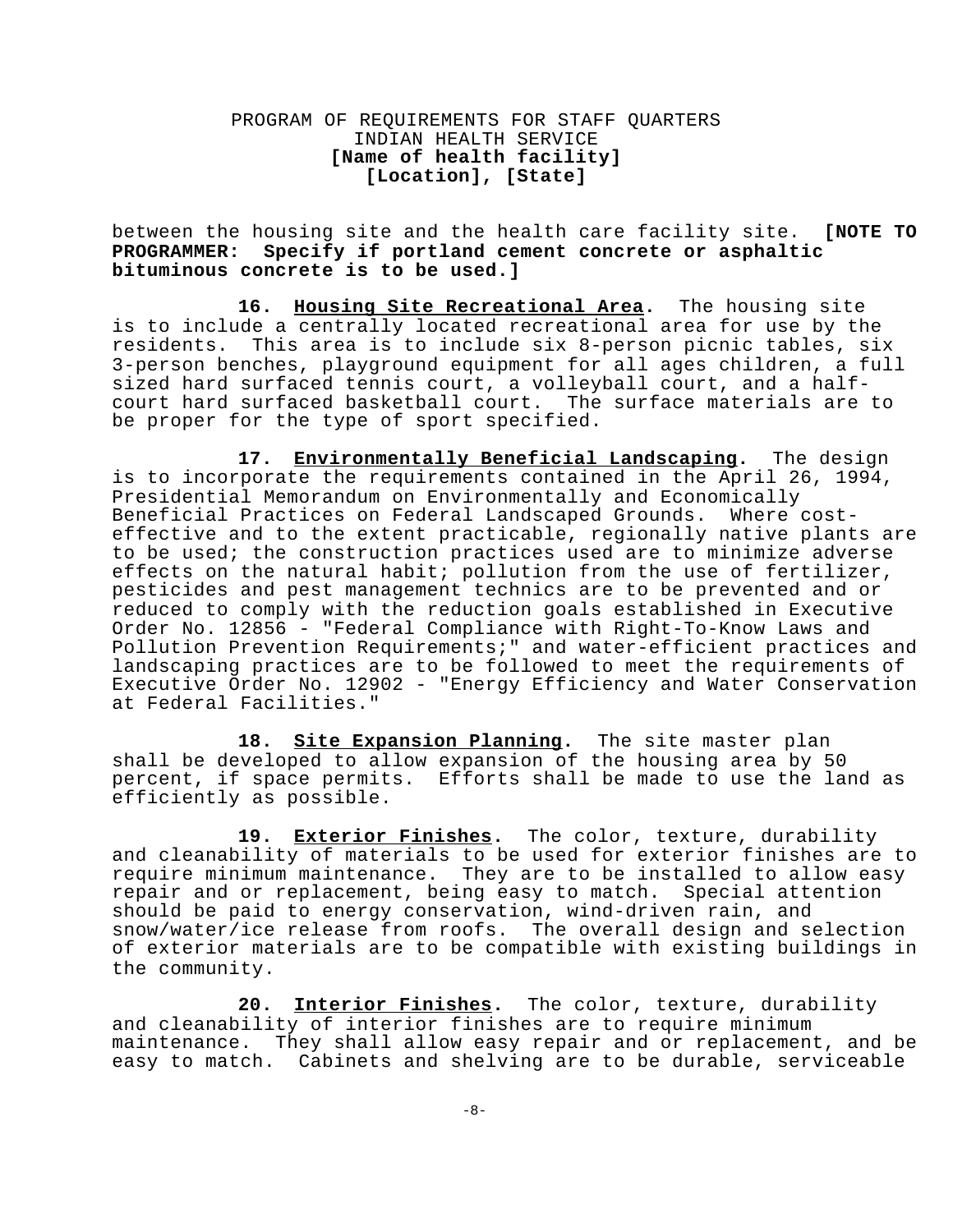between the housing site and the health care facility site. **[NOTE TO PROGRAMMER: Specify if portland cement concrete or asphaltic bituminous concrete is to be used.]**

**16. Housing Site Recreational Area.** The housing site is to include a centrally located recreational area for use by the residents. This area is to include six 8-person picnic tables, six 3-person benches, playground equipment for all ages children, a full sized hard surfaced tennis court, a volleyball court, and a half-court hard surfaced basketball court. The surface materials are to be proper for the type of sport specified.

**17. Environmentally Beneficial Landscaping.** The design is to incorporate the requirements contained in the April 26, 1994, Presidential Memorandum on Environmentally and Economically Beneficial Practices on Federal Landscaped Grounds. Where cost-effective and to the extent practicable, regionally native plants are to be used; the construction practices used are to minimize adverse effects on the natural habit; pollution from the use of fertilizer, pesticides and pest management technics are to be prevented and or reduced to comply with the reduction goals established in Executive Order No. 12856 - "Federal Compliance with Right-To-Know Laws and Pollution Prevention Requirements;" and water-efficient practices and landscaping practices are to be followed to meet the requirements of Executive Order No. 12902 - "Energy Efficiency and Water Conservation at Federal Facilities."

**18. Site Expansion Planning.** The site master plan shall be developed to allow expansion of the housing area by 50 percent, if space permits. Efforts shall be made to use the land as efficiently as possible.

**19. Exterior Finishes.** The color, texture, durability and cleanability of materials to be used for exterior finishes are to require minimum maintenance. They are to be installed to allow easy repair and or replacement, being easy to match. Special attention should be paid to energy conservation, wind-driven rain, and snow/water/ice release from roofs. The overall design and selection of exterior materials are to be compatible with existing buildings in the community.

**20. Interior Finishes.** The color, texture, durability and cleanability of interior finishes are to require minimum maintenance. They shall allow easy repair and or replacement, and be easy to match. Cabinets and shelving are to be durable, serviceable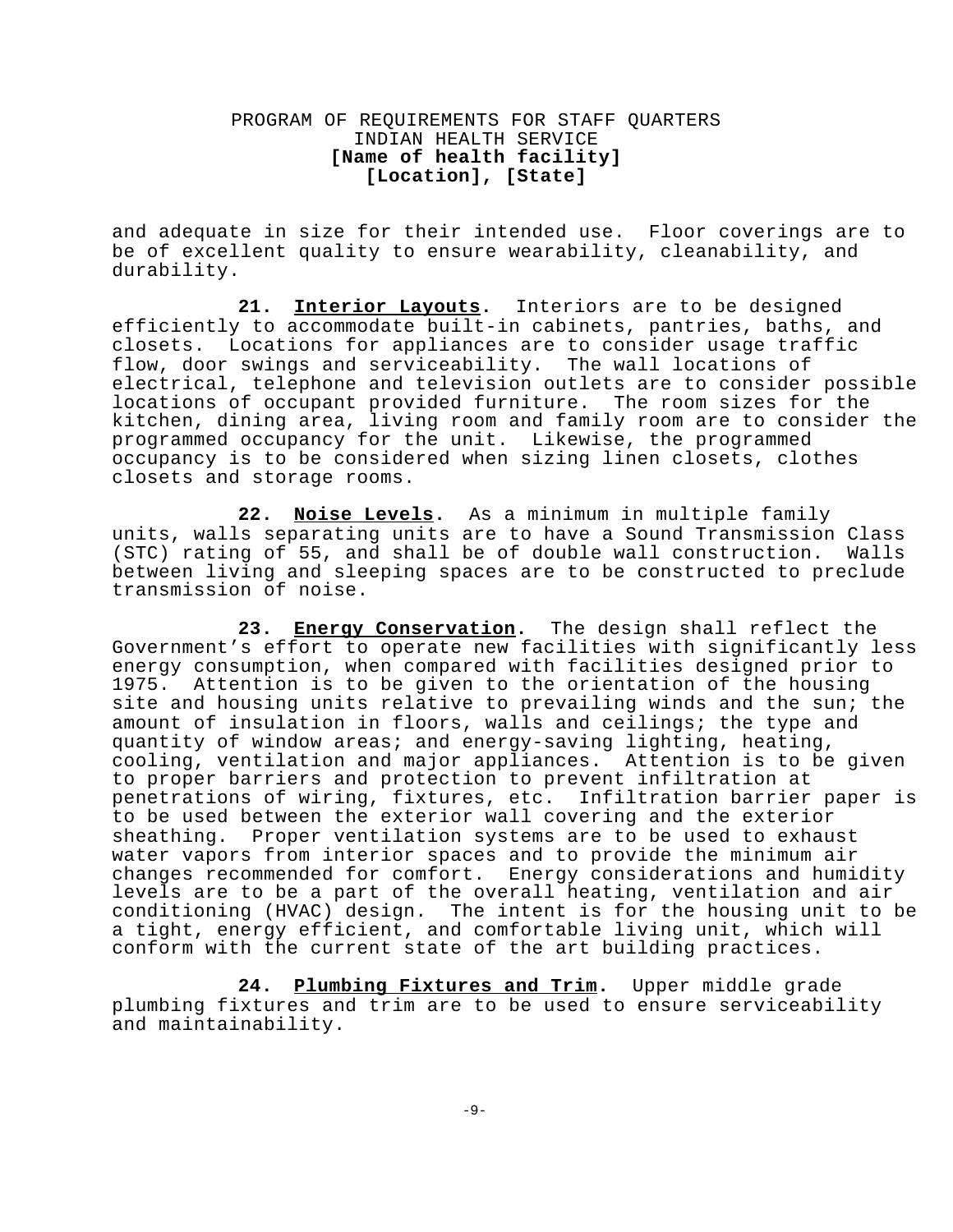and adequate in size for their intended use. Floor coverings are to be of excellent quality to ensure wearability, cleanability, and durability.

**21. Interior Layouts.** Interiors are to be designed efficiently to accommodate built-in cabinets, pantries, baths, and closets. Locations for appliances are to consider usage traffic flow, door swings and serviceability. The wall locations of electrical, telephone and television outlets are to consider possible locations of occupant provided furniture. The room sizes for the kitchen, dining area, living room and family room are to consider the programmed occupancy for the unit. Likewise, the programmed occupancy is to be considered when sizing linen closets, clothes closets and storage rooms.

**22. Noise Levels.** As a minimum in multiple family units, walls separating units are to have a Sound Transmission Class (STC) rating of 55, and shall be of double wall construction. Walls between living and sleeping spaces are to be constructed to preclude transmission of noise.

**23. Energy Conservation.** The design shall reflect the Government's effort to operate new facilities with significantly less energy consumption, when compared with facilities designed prior to 1975. Attention is to be given to the orientation of the housing site and housing units relative to prevailing winds and the sun; the amount of insulation in floors, walls and ceilings; the type and quantity of window areas; and energy-saving lighting, heating, cooling, ventilation and major appliances. Attention is to be given to proper barriers and protection to prevent infiltration at penetrations of wiring, fixtures, etc. Infiltration barrier paper is to be used between the exterior wall covering and the exterior sheathing. Proper ventilation systems are to be used to exhaust water vapors from interior spaces and to provide the minimum air changes recommended for comfort. Energy considerations and humidity levels are to be a part of the overall heating, ventilation and air conditioning (HVAC) design. The intent is for the housing unit to be a tight, energy efficient, and comfortable living unit, which will conform with the current state of the art building practices.

**24. Plumbing Fixtures and Trim.** Upper middle grade plumbing fixtures and trim are to be used to ensure serviceability and maintainability.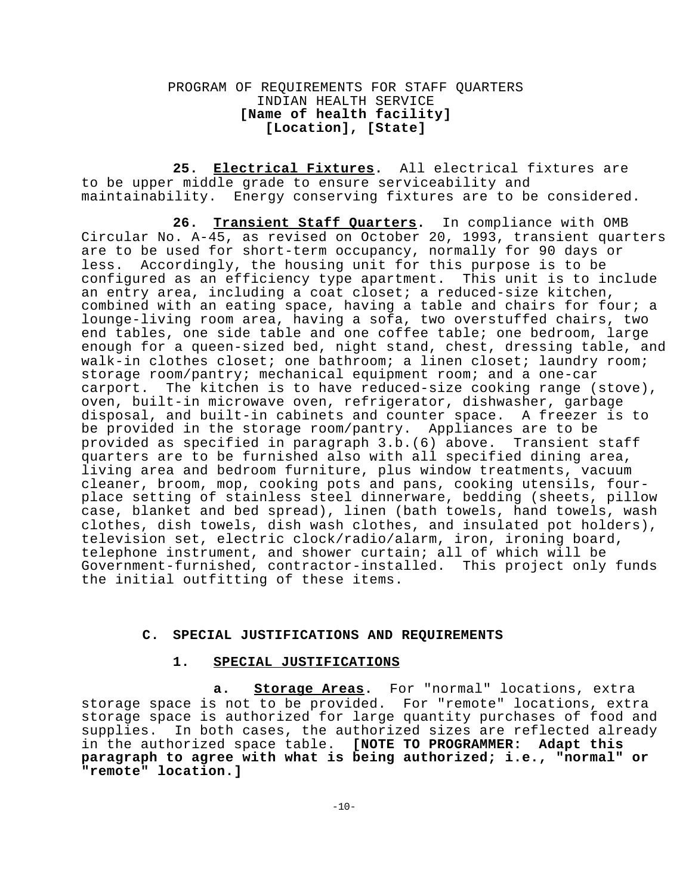**25. Electrical Fixtures.** All electrical fixtures are to be upper middle grade to ensure serviceability and maintainability. Energy conserving fixtures are to be considered.

**26. Transient Staff Quarters.** In compliance with OMB Circular No. A-45, as revised on October 20, 1993, transient quarters are to be used for short-term occupancy, normally for 90 days or less. Accordingly, the housing unit for this purpose is to be configured as an efficiency type apartment. This unit is to include an entry area, including a coat closet; a reduced-size kitchen, combined with an eating space, having a table and chairs for four; a lounge-living room area, having a sofa, two overstuffed chairs, two end tables, one side table and one coffee table; one bedroom, large enough for a queen-sized bed, night stand, chest, dressing table, and walk-in clothes closet; one bathroom; a linen closet; laundry room; storage room/pantry; mechanical equipment room; and a one-car carport. The kitchen is to have reduced-size cooking range (stove), oven, built-in microwave oven, refrigerator, dishwasher, garbage disposal, and built-in cabinets and counter space. A freezer is to be provided in the storage room/pantry. Appliances are to be provided as specified in paragraph 3.b.(6) above. Transient staff quarters are to be furnished also with all specified dining area, living area and bedroom furniture, plus window treatments, vacuum cleaner, broom, mop, cooking pots and pans, cooking utensils, four-place setting of stainless steel dinnerware, bedding (sheets, pillow case, blanket and bed spread), linen (bath towels, hand towels, wash clothes, dish towels, dish wash clothes, and insulated pot holders), television set, electric clock/radio/alarm, iron, ironing board, telephone instrument, and shower curtain; all of which will be Government-furnished, contractor-installed. This project only funds the initial outfitting of these items.

## C. SPECIAL JUSTIFICATIONS AND REQUIREMENTS

### 1. SPECIAL JUSTIFICATIONS

**a. Storage Areas.** For "normal" locations, extra storage space is not to be provided. For "remote" locations, extra storage space is authorized for large quantity purchases of food and supplies. In both cases, the authorized sizes are reflected already in the authorized space table. **[NOTE TO PROGRAMMER: Adapt this paragraph to agree with what is being authorized; i.e., "normal" or "remote" location.]**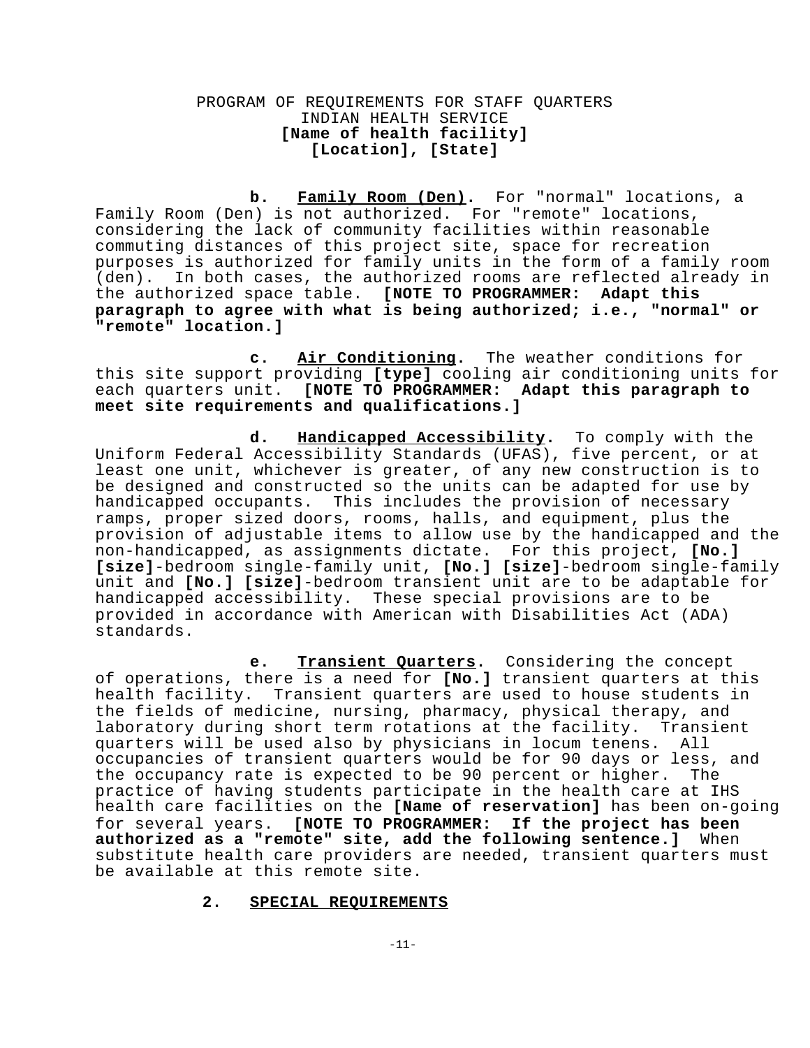PROGRAM OF REQUIREMENTS FOR STAFF QUARTERS
INDIAN HEALTH SERVICE
**[Name of health facility]**
**[Location], [State]**

**b. <u>Family Room (Den)</u>.** For "normal" locations, a Family Room (Den) is not authorized. For "remote" locations, considering the lack of community facilities within reasonable commuting distances of this project site, space for recreation purposes is authorized for family units in the form of a family room (den). In both cases, the authorized rooms are reflected already in the authorized space table. **[NOTE TO PROGRAMMER: Adapt this paragraph to agree with what is being authorized; i.e., "normal" or "remote" location.]**

**c. <u>Air Conditioning</u>.** The weather conditions for this site support providing **[type]** cooling air conditioning units for each quarters unit. **[NOTE TO PROGRAMMER: Adapt this paragraph to meet site requirements and qualifications.]**

**d. <u>Handicapped Accessibility</u>.** To comply with the Uniform Federal Accessibility Standards (UFAS), five percent, or at least one unit, whichever is greater, of any new construction is to be designed and constructed so the units can be adapted for use by handicapped occupants. This includes the provision of necessary ramps, proper sized doors, rooms, halls, and equipment, plus the provision of adjustable items to allow use by the handicapped and the non-handicapped, as assignments dictate. For this project, **[No.] [size]**-bedroom single-family unit, **[No.] [size]**-bedroom single-family unit and **[No.] [size]**-bedroom transient unit are to be adaptable for handicapped accessibility. These special provisions are to be provided in accordance with American with Disabilities Act (ADA) standards.

**e. <u>Transient Quarters</u>.** Considering the concept of operations, there is a need for **[No.]** transient quarters at this health facility. Transient quarters are used to house students in the fields of medicine, nursing, pharmacy, physical therapy, and laboratory during short term rotations at the facility. Transient quarters will be used also by physicians in locum tenens. All occupancies of transient quarters would be for 90 days or less, and the occupancy rate is expected to be 90 percent or higher. The practice of having students participate in the health care at IHS health care facilities on the **[Name of reservation]** has been on-going for several years. **[NOTE TO PROGRAMMER: If the project has been authorized as a "remote" site, add the following sentence.]** When substitute health care providers are needed, transient quarters must be available at this remote site.

## 2. <u>SPECIAL REQUIREMENTS</u>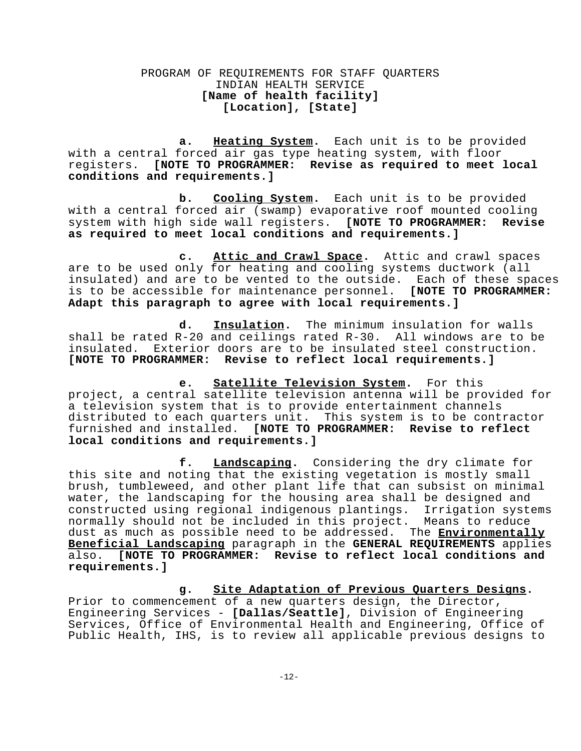**a. Heating System.** Each unit is to be provided with a central forced air gas type heating system, with floor registers. **[NOTE TO PROGRAMMER: Revise as required to meet local conditions and requirements.]**

**b. Cooling System.** Each unit is to be provided with a central forced air (swamp) evaporative roof mounted cooling system with high side wall registers. **[NOTE TO PROGRAMMER: Revise as required to meet local conditions and requirements.]**

**c. Attic and Crawl Space.** Attic and crawl spaces are to be used only for heating and cooling systems ductwork (all insulated) and are to be vented to the outside. Each of these spaces is to be accessible for maintenance personnel. **[NOTE TO PROGRAMMER: Adapt this paragraph to agree with local requirements.]**

**d. Insulation.** The minimum insulation for walls shall be rated R-20 and ceilings rated R-30. All windows are to be insulated. Exterior doors are to be insulated steel construction. **[NOTE TO PROGRAMMER: Revise to reflect local requirements.]**

**e. Satellite Television System.** For this project, a central satellite television antenna will be provided for a television system that is to provide entertainment channels distributed to each quarters unit. This system is to be contractor furnished and installed. **[NOTE TO PROGRAMMER: Revise to reflect local conditions and requirements.]**

**f. Landscaping.** Considering the dry climate for this site and noting that the existing vegetation is mostly small brush, tumbleweed, and other plant life that can subsist on minimal water, the landscaping for the housing area shall be designed and constructed using regional indigenous plantings. Irrigation systems normally should not be included in this project. Means to reduce dust as much as possible need to be addressed. The **Environmentally Beneficial Landscaping** paragraph in the **GENERAL REQUIREMENTS** applies also. **[NOTE TO PROGRAMMER: Revise to reflect local conditions and requirements.]**

**g. Site Adaptation of Previous Quarters Designs.** Prior to commencement of a new quarters design, the Director, Engineering Services - **[Dallas/Seattle]**, Division of Engineering Services, Office of Environmental Health and Engineering, Office of Public Health, IHS, is to review all applicable previous designs to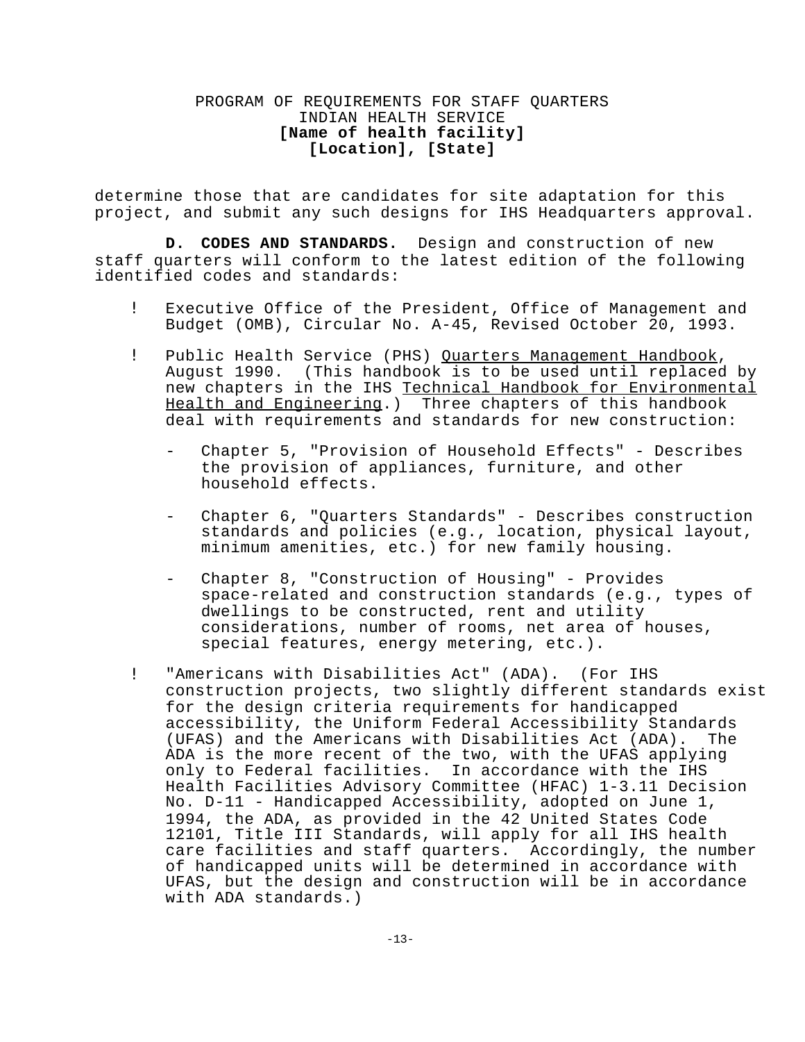determine those that are candidates for site adaptation for this project, and submit any such designs for IHS Headquarters approval.

**D. CODES AND STANDARDS.** Design and construction of new staff quarters will conform to the latest edition of the following identified codes and standards:

- Executive Office of the President, Office of Management and Budget (OMB), Circular No. A-45, Revised October 20, 1993.

- Public Health Service (PHS) Quarters Management Handbook, August 1990. (This handbook is to be used until replaced by new chapters in the IHS Technical Handbook for Environmental Health and Engineering.) Three chapters of this handbook deal with requirements and standards for new construction:

  - Chapter 5, "Provision of Household Effects" - Describes the provision of appliances, furniture, and other household effects.

  - Chapter 6, "Quarters Standards" - Describes construction standards and policies (e.g., location, physical layout, minimum amenities, etc.) for new family housing.

  - Chapter 8, "Construction of Housing" - Provides space-related and construction standards (e.g., types of dwellings to be constructed, rent and utility considerations, number of rooms, net area of houses, special features, energy metering, etc.).

- "Americans with Disabilities Act" (ADA). (For IHS construction projects, two slightly different standards exist for the design criteria requirements for handicapped accessibility, the Uniform Federal Accessibility Standards (UFAS) and the Americans with Disabilities Act (ADA). The ADA is the more recent of the two, with the UFAS applying only to Federal facilities. In accordance with the IHS Health Facilities Advisory Committee (HFAC) 1-3.11 Decision No. D-11 - Handicapped Accessibility, adopted on June 1, 1994, the ADA, as provided in the 42 United States Code 12101, Title III Standards, will apply for all IHS health care facilities and staff quarters. Accordingly, the number of handicapped units will be determined in accordance with UFAS, but the design and construction will be in accordance with ADA standards.)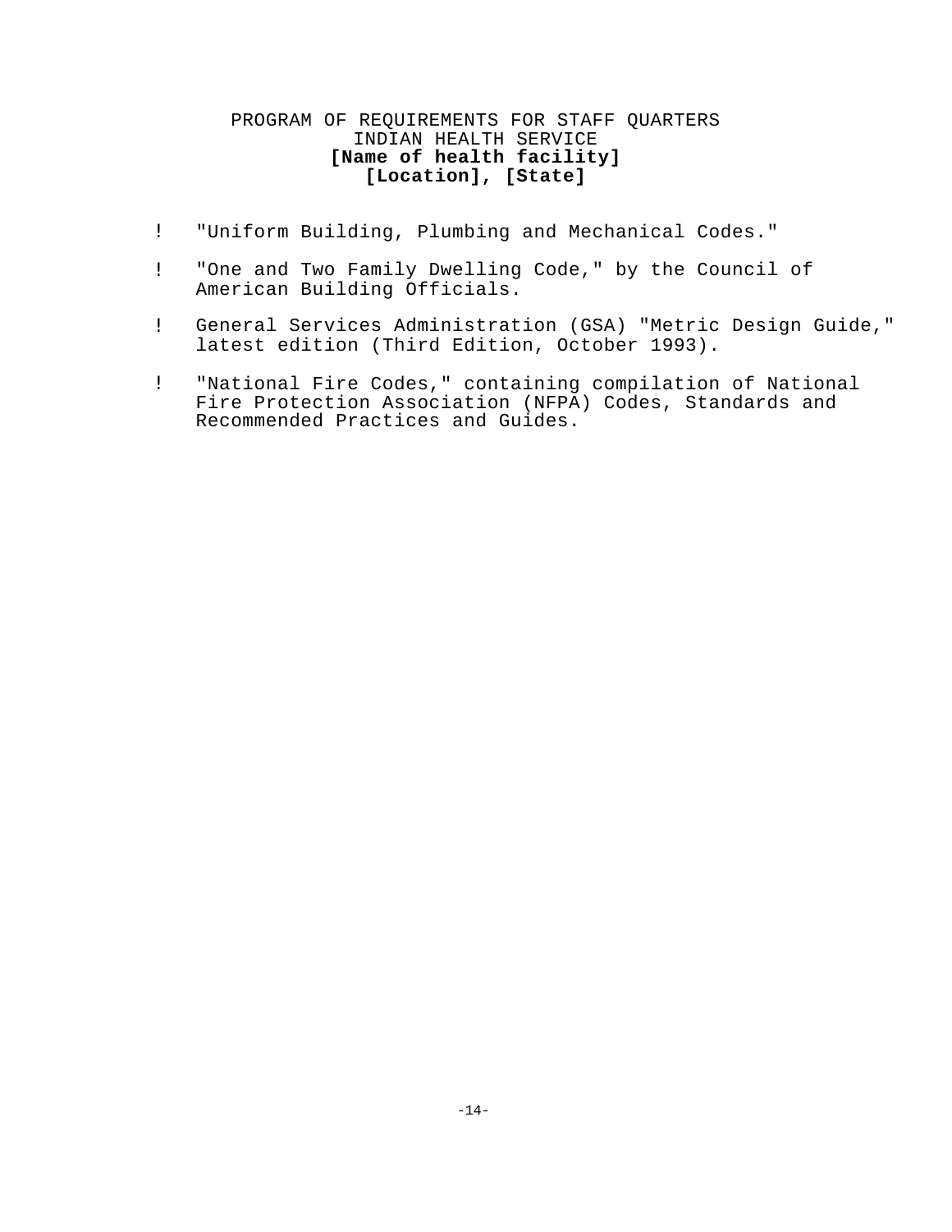PROGRAM OF REQUIREMENTS FOR STAFF QUARTERS
INDIAN HEALTH SERVICE
**[Name of health facility]**
**[Location], [State]**

- "Uniform Building, Plumbing and Mechanical Codes."
- "One and Two Family Dwelling Code," by the Council of American Building Officials.
- General Services Administration (GSA) "Metric Design Guide," latest edition (Third Edition, October 1993).
- "National Fire Codes," containing compilation of National Fire Protection Association (NFPA) Codes, Standards and Recommended Practices and Guides.